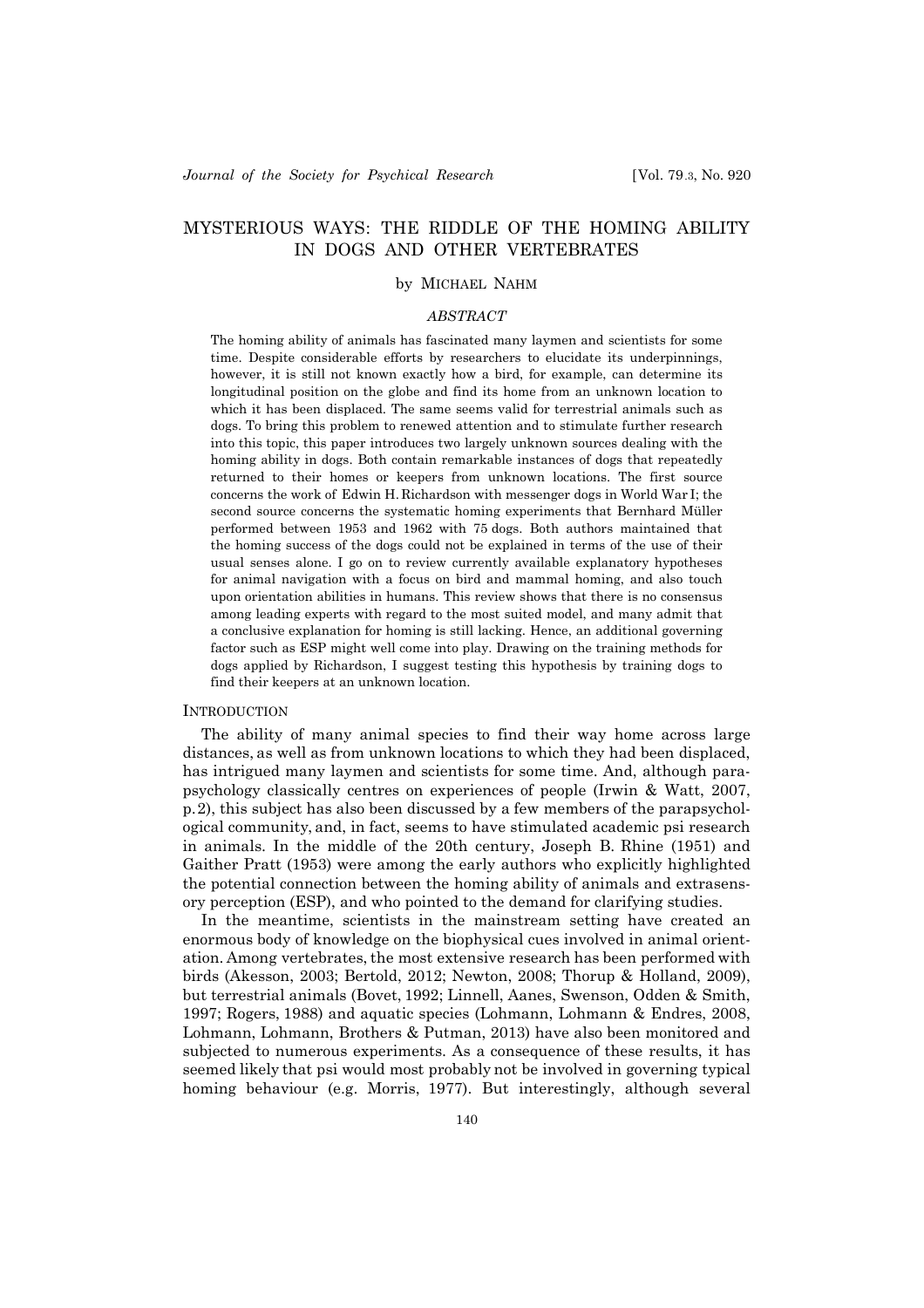# MYSTERIOUS WAYS: THE RIDDLE OF THE HOMING ABILITY IN DOGS AND OTHER VERTEBRATES

by MICHAEL NAHM

## *ABSTRACT*

The homing ability of animals has fascinated many laymen and scientists for some time. Despite considerable efforts by researchers to elucidate its underpinnings, however, it is still not known exactly how a bird, for example, can determine its longitudinal position on the globe and find its home from an unknown location to which it has been displaced. The same seems valid for terrestrial animals such as dogs. To bring this problem to renewed attention and to stimulate further research into this topic, this paper introduces two largely unknown sources dealing with the homing ability in dogs. Both contain remarkable instances of dogs that repeatedly returned to their homes or keepers from unknown locations. The first source concerns the work of Edwin H. Richardson with messenger dogs in World War I; the second source concerns the systematic homing experiments that Bernhard Müller performed between 1953 and 1962 with 75 dogs. Both authors maintained that the homing success of the dogs could not be explained in terms of the use of their usual senses alone. I go on to review currently available explanatory hypotheses for animal navigation with a focus on bird and mammal homing, and also touch upon orientation abilities in humans. This review shows that there is no consensus among leading experts with regard to the most suited model, and many admit that a conclusive explanation for homing is still lacking. Hence, an additional governing factor such as ESP might well come into play. Drawing on the training methods for dogs applied by Richardson, I suggest testing this hypothesis by training dogs to find their keepers at an unknown location.

## INTRODUCTION

The ability of many animal species to find their way home across large distances, as well as from unknown locations to which they had been displaced, has intrigued many laymen and scientists for some time. And, although parapsychology classically centres on experiences of people (Irwin & Watt, 2007, p. 2), this subject has also been discussed by a few members of the parapsychological community, and, in fact, seems to have stimulated academic psi research in animals. In the middle of the 20th century, Joseph B. Rhine (1951) and Gaither Pratt (1953) were among the early authors who explicitly highlighted the potential connection between the homing ability of animals and extrasensory perception (ESP), and who pointed to the demand for clarifying studies.

In the meantime, scientists in the mainstream setting have created an enormous body of knowledge on the biophysical cues involved in animal orientation. Among vertebrates, the most extensive research has been performed with birds (Akesson, 2003; Bertold, 2012; Newton, 2008; Thorup & Holland, 2009), but terrestrial animals (Bovet, 1992; Linnell, Aanes, Swenson, Odden & Smith, 1997; Rogers, 1988) and aquatic species (Lohmann, Lohmann & Endres, 2008, Lohmann, Lohmann, Brothers & Putman, 2013) have also been monitored and subjected to numerous experiments. As a consequence of these results, it has seemed likely that psi would most probably not be involved in governing typical homing behaviour (e.g. Morris, 1977). But interestingly, although several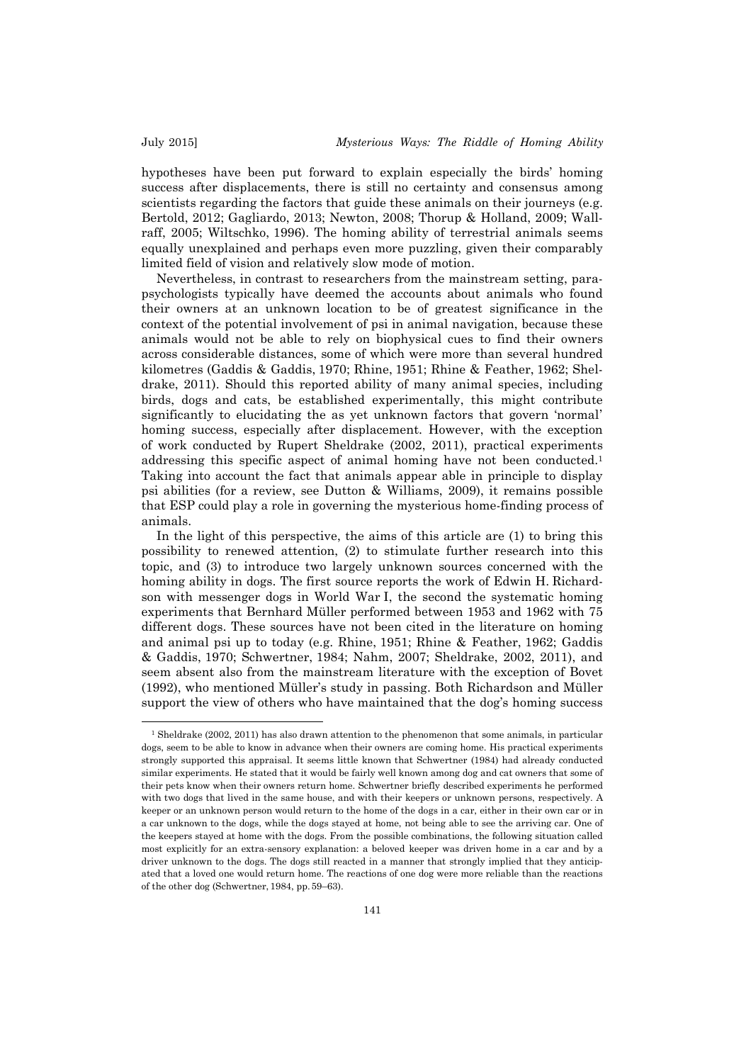hypotheses have been put forward to explain especially the birds' homing success after displacements, there is still no certainty and consensus among scientists regarding the factors that guide these animals on their journeys (e.g. Bertold, 2012; Gagliardo, 2013; Newton, 2008; Thorup & Holland, 2009; Wallraff, 2005; Wiltschko, 1996). The homing ability of terrestrial animals seems equally unexplained and perhaps even more puzzling, given their comparably limited field of vision and relatively slow mode of motion.

Nevertheless, in contrast to researchers from the mainstream setting, parapsychologists typically have deemed the accounts about animals who found their owners at an unknown location to be of greatest significance in the context of the potential involvement of psi in animal navigation, because these animals would not be able to rely on biophysical cues to find their owners across considerable distances, some of which were more than several hundred kilometres (Gaddis & Gaddis, 1970; Rhine, 1951; Rhine & Feather, 1962; Sheldrake, 2011). Should this reported ability of many animal species, including birds, dogs and cats, be established experimentally, this might contribute significantly to elucidating the as yet unknown factors that govern 'normal' homing success, especially after displacement. However, with the exception of work conducted by Rupert Sheldrake (2002, 2011), practical experiments addressing this specific aspect of animal homing have not been conducted.[1] Taking into account the fact that animals appear able in principle to display psi abilities (for a review, see Dutton & Williams, 2009), it remains possible that ESP could play a role in governing the mysterious home-finding process of animals.

In the light of this perspective, the aims of this article are (1) to bring this possibility to renewed attention, (2) to stimulate further research into this topic, and (3) to introduce two largely unknown sources concerned with the homing ability in dogs. The first source reports the work of Edwin H. Richardson with messenger dogs in World War I, the second the systematic homing experiments that Bernhard Müller performed between 1953 and 1962 with 75 different dogs. These sources have not been cited in the literature on homing and animal psi up to today (e.g. Rhine, 1951; Rhine & Feather, 1962; Gaddis & Gaddis, 1970; Schwertner, 1984; Nahm, 2007; Sheldrake, 2002, 2011), and seem absent also from the mainstream literature with the exception of Bovet (1992), who mentioned Müller's study in passing. Both Richardson and Müller support the view of others who have maintained that the dog's homing success

[1] Sheldrake (2002, 2011) has also drawn attention to the phenomenon that some animals, in particular dogs, seem to be able to know in advance when their owners are coming home. His practical experiments strongly supported this appraisal. It seems little known that Schwertner (1984) had already conducted similar experiments. He stated that it would be fairly well known among dog and cat owners that some of their pets know when their owners return home. Schwertner briefly described experiments he performed with two dogs that lived in the same house, and with their keepers or unknown persons, respectively. A keeper or an unknown person would return to the home of the dogs in a car, either in their own car or in a car unknown to the dogs, while the dogs stayed at home, not being able to see the arriving car. One of the keepers stayed at home with the dogs. From the possible combinations, the following situation called most explicitly for an extra-sensory explanation: a beloved keeper was driven home in a car and by a driver unknown to the dogs. The dogs still reacted in a manner that strongly implied that they anticipated that a loved one would return home. The reactions of one dog were more reliable than the reactions of the other dog (Schwertner, 1984, pp. 59–63).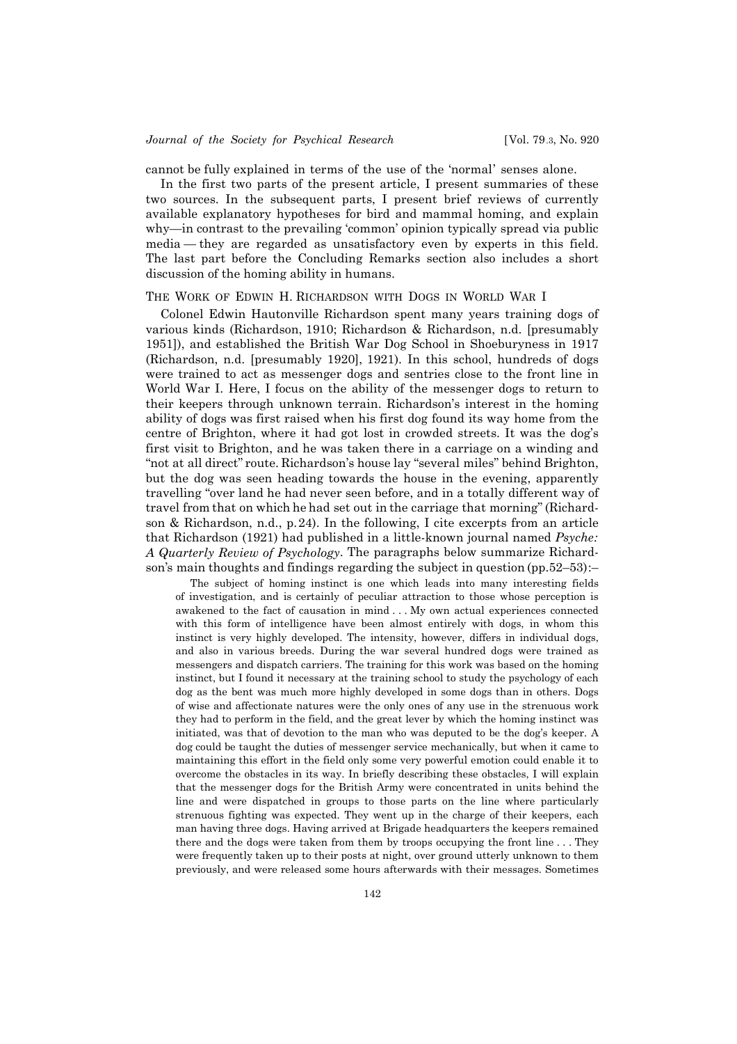cannot be fully explained in terms of the use of the 'normal' senses alone.

In the first two parts of the present article, I present summaries of these two sources. In the subsequent parts, I present brief reviews of currently available explanatory hypotheses for bird and mammal homing, and explain why—in contrast to the prevailing 'common' opinion typically spread via public media — they are regarded as unsatisfactory even by experts in this field. The last part before the Concluding Remarks section also includes a short discussion of the homing ability in humans.

## The Work of Edwin H. Richardson with Dogs in World War I

Colonel Edwin Hautonville Richardson spent many years training dogs of various kinds (Richardson, 1910; Richardson & Richardson, n.d. [presumably 1951]), and established the British War Dog School in Shoeburyness in 1917 (Richardson, n.d. [presumably 1920], 1921). In this school, hundreds of dogs were trained to act as messenger dogs and sentries close to the front line in World War I. Here, I focus on the ability of the messenger dogs to return to their keepers through unknown terrain. Richardson's interest in the homing ability of dogs was first raised when his first dog found its way home from the centre of Brighton, where it had got lost in crowded streets. It was the dog's first visit to Brighton, and he was taken there in a carriage on a winding and "not at all direct" route. Richardson's house lay "several miles" behind Brighton, but the dog was seen heading towards the house in the evening, apparently travelling "over land he had never seen before, and in a totally different way of travel from that on which he had set out in the carriage that morning" (Richardson & Richardson, n.d., p. 24). In the following, I cite excerpts from an article that Richardson (1921) had published in a little-known journal named *Psyche: A Quarterly Review of Psychology*. The paragraphs below summarize Richardson's main thoughts and findings regarding the subject in question (pp.52–53):–

> The subject of homing instinct is one which leads into many interesting fields of investigation, and is certainly of peculiar attraction to those whose perception is awakened to the fact of causation in mind . . . My own actual experiences connected with this form of intelligence have been almost entirely with dogs, in whom this instinct is very highly developed. The intensity, however, differs in individual dogs, and also in various breeds. During the war several hundred dogs were trained as messengers and dispatch carriers. The training for this work was based on the homing instinct, but I found it necessary at the training school to study the psychology of each dog as the bent was much more highly developed in some dogs than in others. Dogs of wise and affectionate natures were the only ones of any use in the strenuous work they had to perform in the field, and the great lever by which the homing instinct was initiated, was that of devotion to the man who was deputed to be the dog's keeper. A dog could be taught the duties of messenger service mechanically, but when it came to maintaining this effort in the field only some very powerful emotion could enable it to overcome the obstacles in its way. In briefly describing these obstacles, I will explain that the messenger dogs for the British Army were concentrated in units behind the line and were dispatched in groups to those parts on the line where particularly strenuous fighting was expected. They went up in the charge of their keepers, each man having three dogs. Having arrived at Brigade headquarters the keepers remained there and the dogs were taken from them by troops occupying the front line . . . They were frequently taken up to their posts at night, over ground utterly unknown to them previously, and were released some hours afterwards with their messages. Sometimes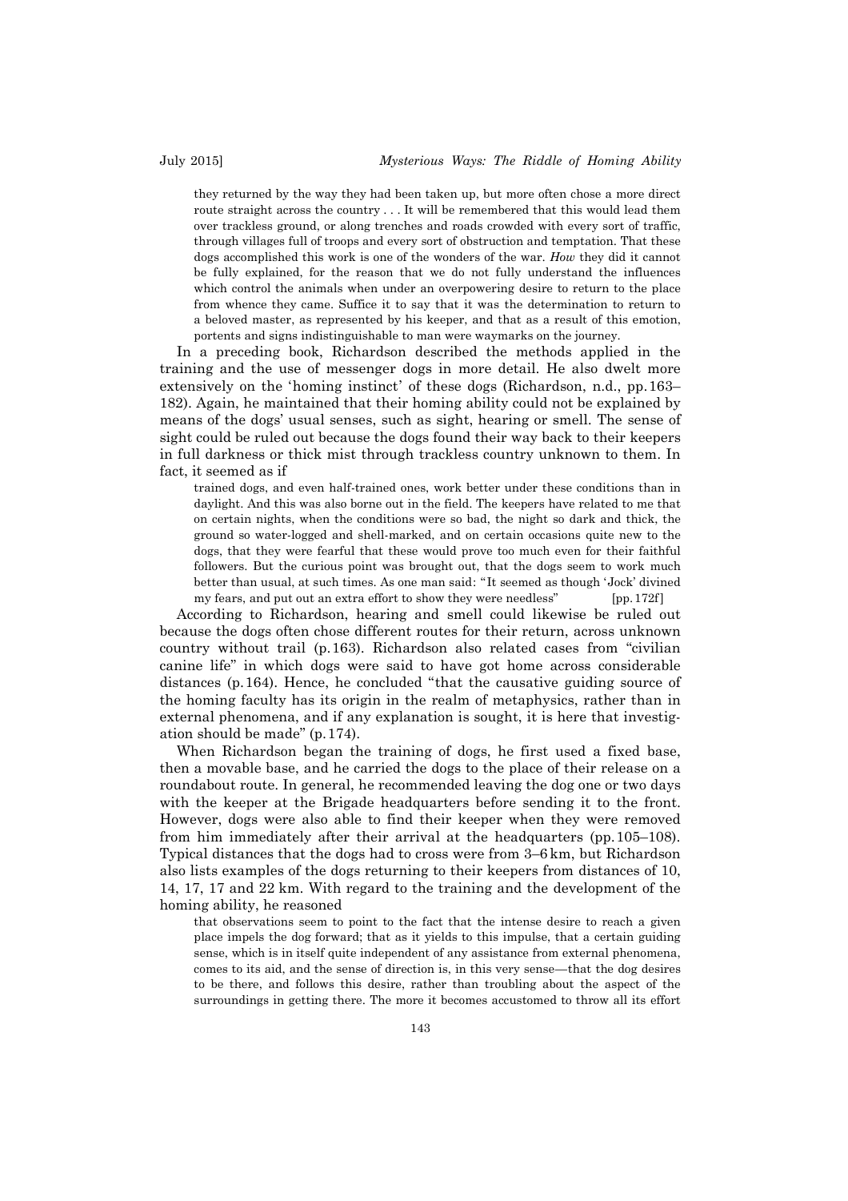> they returned by the way they had been taken up, but more often chose a more direct route straight across the country . . . It will be remembered that this would lead them over trackless ground, or along trenches and roads crowded with every sort of traffic, through villages full of troops and every sort of obstruction and temptation. That these dogs accomplished this work is one of the wonders of the war. *How* they did it cannot be fully explained, for the reason that we do not fully understand the influences which control the animals when under an overpowering desire to return to the place from whence they came. Suffice it to say that it was the determination to return to a beloved master, as represented by his keeper, and that as a result of this emotion, portents and signs indistinguishable to man were waymarks on the journey.

In a preceding book, Richardson described the methods applied in the training and the use of messenger dogs in more detail. He also dwelt more extensively on the 'homing instinct' of these dogs (Richardson, n.d., pp. 163–182). Again, he maintained that their homing ability could not be explained by means of the dogs' usual senses, such as sight, hearing or smell. The sense of sight could be ruled out because the dogs found their way back to their keepers in full darkness or thick mist through trackless country unknown to them. In fact, it seemed as if

> trained dogs, and even half-trained ones, work better under these conditions than in daylight. And this was also borne out in the field. The keepers have related to me that on certain nights, when the conditions were so bad, the night so dark and thick, the ground so water-logged and shell-marked, and on certain occasions quite new to the dogs, that they were fearful that these would prove too much even for their faithful followers. But the curious point was brought out, that the dogs seem to work much better than usual, at such times. As one man said: "It seemed as though 'Jock' divined my fears, and put out an extra effort to show they were needless" [pp. 172f]

According to Richardson, hearing and smell could likewise be ruled out because the dogs often chose different routes for their return, across unknown country without trail (p. 163). Richardson also related cases from "civilian canine life" in which dogs were said to have got home across considerable distances (p. 164). Hence, he concluded "that the causative guiding source of the homing faculty has its origin in the realm of metaphysics, rather than in external phenomena, and if any explanation is sought, it is here that investigation should be made" (p. 174).

When Richardson began the training of dogs, he first used a fixed base, then a movable base, and he carried the dogs to the place of their release on a roundabout route. In general, he recommended leaving the dog one or two days with the keeper at the Brigade headquarters before sending it to the front. However, dogs were also able to find their keeper when they were removed from him immediately after their arrival at the headquarters (pp. 105–108). Typical distances that the dogs had to cross were from 3–6 km, but Richardson also lists examples of the dogs returning to their keepers from distances of 10, 14, 17, 17 and 22 km. With regard to the training and the development of the homing ability, he reasoned

> that observations seem to point to the fact that the intense desire to reach a given place impels the dog forward; that as it yields to this impulse, that a certain guiding sense, which is in itself quite independent of any assistance from external phenomena, comes to its aid, and the sense of direction is, in this very sense—that the dog desires to be there, and follows this desire, rather than troubling about the aspect of the surroundings in getting there. The more it becomes accustomed to throw all its effort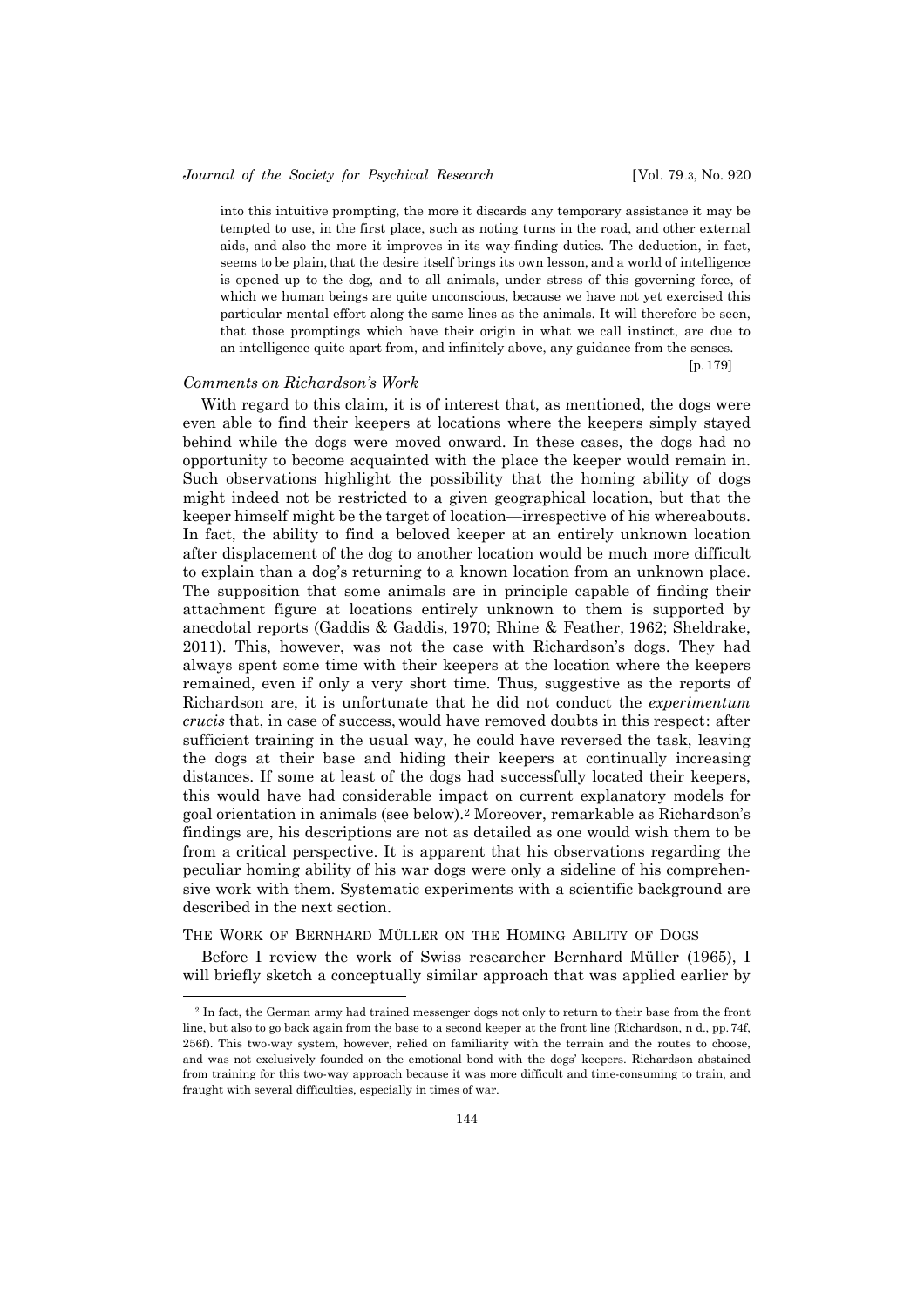into this intuitive prompting, the more it discards any temporary assistance it may be tempted to use, in the first place, such as noting turns in the road, and other external aids, and also the more it improves in its way-finding duties. The deduction, in fact, seems to be plain, that the desire itself brings its own lesson, and a world of intelligence is opened up to the dog, and to all animals, under stress of this governing force, of which we human beings are quite unconscious, because we have not yet exercised this particular mental effort along the same lines as the animals. It will therefore be seen, that those promptings which have their origin in what we call instinct, are due to an intelligence quite apart from, and infinitely above, any guidance from the senses.

[p. 179]

### *Comments on Richardson's Work*

With regard to this claim, it is of interest that, as mentioned, the dogs were even able to find their keepers at locations where the keepers simply stayed behind while the dogs were moved onward. In these cases, the dogs had no opportunity to become acquainted with the place the keeper would remain in. Such observations highlight the possibility that the homing ability of dogs might indeed not be restricted to a given geographical location, but that the keeper himself might be the target of location—irrespective of his whereabouts. In fact, the ability to find a beloved keeper at an entirely unknown location after displacement of the dog to another location would be much more difficult to explain than a dog's returning to a known location from an unknown place. The supposition that some animals are in principle capable of finding their attachment figure at locations entirely unknown to them is supported by anecdotal reports (Gaddis & Gaddis, 1970; Rhine & Feather, 1962; Sheldrake, 2011). This, however, was not the case with Richardson's dogs. They had always spent some time with their keepers at the location where the keepers remained, even if only a very short time. Thus, suggestive as the reports of Richardson are, it is unfortunate that he did not conduct the *experimentum crucis* that, in case of success, would have removed doubts in this respect: after sufficient training in the usual way, he could have reversed the task, leaving the dogs at their base and hiding their keepers at continually increasing distances. If some at least of the dogs had successfully located their keepers, this would have had considerable impact on current explanatory models for goal orientation in animals (see below).[2] Moreover, remarkable as Richardson's findings are, his descriptions are not as detailed as one would wish them to be from a critical perspective. It is apparent that his observations regarding the peculiar homing ability of his war dogs were only a sideline of his comprehensive work with them. Systematic experiments with a scientific background are described in the next section.

## The Work of Bernhard Müller on the Homing Ability of Dogs

Before I review the work of Swiss researcher Bernhard Müller (1965), I will briefly sketch a conceptually similar approach that was applied earlier by

[2] In fact, the German army had trained messenger dogs not only to return to their base from the front line, but also to go back again from the base to a second keeper at the front line (Richardson, n d., pp. 74f, 256f). This two-way system, however, relied on familiarity with the terrain and the routes to choose, and was not exclusively founded on the emotional bond with the dogs' keepers. Richardson abstained from training for this two-way approach because it was more difficult and time-consuming to train, and fraught with several difficulties, especially in times of war.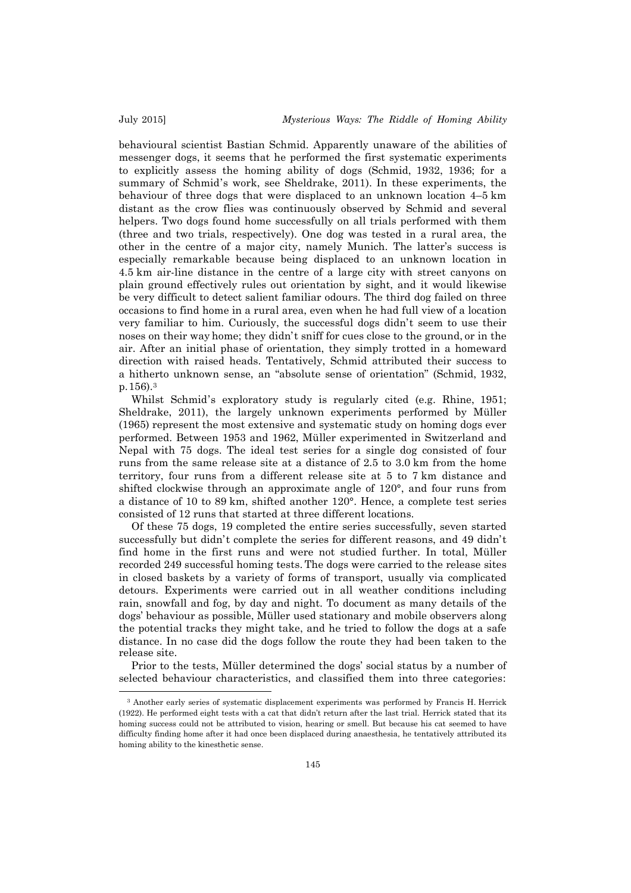behavioural scientist Bastian Schmid. Apparently unaware of the abilities of messenger dogs, it seems that he performed the first systematic experiments to explicitly assess the homing ability of dogs (Schmid, 1932, 1936; for a summary of Schmid's work, see Sheldrake, 2011). In these experiments, the behaviour of three dogs that were displaced to an unknown location 4–5 km distant as the crow flies was continuously observed by Schmid and several helpers. Two dogs found home successfully on all trials performed with them (three and two trials, respectively). One dog was tested in a rural area, the other in the centre of a major city, namely Munich. The latter's success is especially remarkable because being displaced to an unknown location in 4.5 km air-line distance in the centre of a large city with street canyons on plain ground effectively rules out orientation by sight, and it would likewise be very difficult to detect salient familiar odours. The third dog failed on three occasions to find home in a rural area, even when he had full view of a location very familiar to him. Curiously, the successful dogs didn't seem to use their noses on their way home; they didn't sniff for cues close to the ground, or in the air. After an initial phase of orientation, they simply trotted in a homeward direction with raised heads. Tentatively, Schmid attributed their success to a hitherto unknown sense, an "absolute sense of orientation" (Schmid, 1932, p. 156).[3]

Whilst Schmid's exploratory study is regularly cited (e.g. Rhine, 1951; Sheldrake, 2011), the largely unknown experiments performed by Müller (1965) represent the most extensive and systematic study on homing dogs ever performed. Between 1953 and 1962, Müller experimented in Switzerland and Nepal with 75 dogs. The ideal test series for a single dog consisted of four runs from the same release site at a distance of 2.5 to 3.0 km from the home territory, four runs from a different release site at 5 to 7 km distance and shifted clockwise through an approximate angle of 120°, and four runs from a distance of 10 to 89 km, shifted another 120°. Hence, a complete test series consisted of 12 runs that started at three different locations.

Of these 75 dogs, 19 completed the entire series successfully, seven started successfully but didn't complete the series for different reasons, and 49 didn't find home in the first runs and were not studied further. In total, Müller recorded 249 successful homing tests. The dogs were carried to the release sites in closed baskets by a variety of forms of transport, usually via complicated detours. Experiments were carried out in all weather conditions including rain, snowfall and fog, by day and night. To document as many details of the dogs' behaviour as possible, Müller used stationary and mobile observers along the potential tracks they might take, and he tried to follow the dogs at a safe distance. In no case did the dogs follow the route they had been taken to the release site.

Prior to the tests, Müller determined the dogs' social status by a number of selected behaviour characteristics, and classified them into three categories:

[3] Another early series of systematic displacement experiments was performed by Francis H. Herrick (1922). He performed eight tests with a cat that didn't return after the last trial. Herrick stated that its homing success could not be attributed to vision, hearing or smell. But because his cat seemed to have difficulty finding home after it had once been displaced during anaesthesia, he tentatively attributed its homing ability to the kinesthetic sense.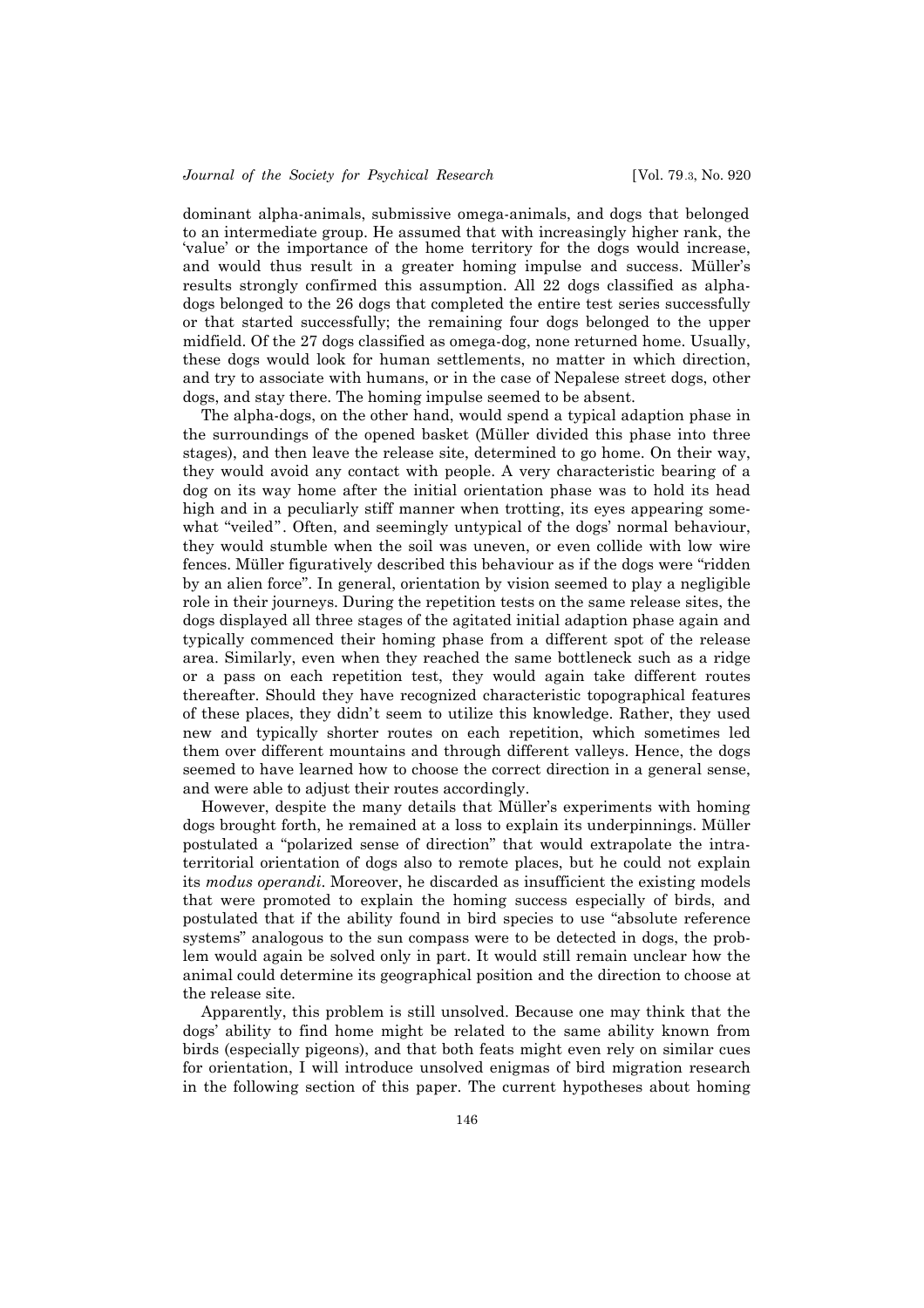dominant alpha-animals, submissive omega-animals, and dogs that belonged to an intermediate group. He assumed that with increasingly higher rank, the 'value' or the importance of the home territory for the dogs would increase, and would thus result in a greater homing impulse and success. Müller's results strongly confirmed this assumption. All 22 dogs classified as alpha-dogs belonged to the 26 dogs that completed the entire test series successfully or that started successfully; the remaining four dogs belonged to the upper midfield. Of the 27 dogs classified as omega-dog, none returned home. Usually, these dogs would look for human settlements, no matter in which direction, and try to associate with humans, or in the case of Nepalese street dogs, other dogs, and stay there. The homing impulse seemed to be absent.

The alpha-dogs, on the other hand, would spend a typical adaption phase in the surroundings of the opened basket (Müller divided this phase into three stages), and then leave the release site, determined to go home. On their way, they would avoid any contact with people. A very characteristic bearing of a dog on its way home after the initial orientation phase was to hold its head high and in a peculiarly stiff manner when trotting, its eyes appearing somewhat "veiled". Often, and seemingly untypical of the dogs' normal behaviour, they would stumble when the soil was uneven, or even collide with low wire fences. Müller figuratively described this behaviour as if the dogs were "ridden by an alien force". In general, orientation by vision seemed to play a negligible role in their journeys. During the repetition tests on the same release sites, the dogs displayed all three stages of the agitated initial adaption phase again and typically commenced their homing phase from a different spot of the release area. Similarly, even when they reached the same bottleneck such as a ridge or a pass on each repetition test, they would again take different routes thereafter. Should they have recognized characteristic topographical features of these places, they didn't seem to utilize this knowledge. Rather, they used new and typically shorter routes on each repetition, which sometimes led them over different mountains and through different valleys. Hence, the dogs seemed to have learned how to choose the correct direction in a general sense, and were able to adjust their routes accordingly.

However, despite the many details that Müller's experiments with homing dogs brought forth, he remained at a loss to explain its underpinnings. Müller postulated a "polarized sense of direction" that would extrapolate the intra-territorial orientation of dogs also to remote places, but he could not explain its *modus operandi*. Moreover, he discarded as insufficient the existing models that were promoted to explain the homing success especially of birds, and postulated that if the ability found in bird species to use "absolute reference systems" analogous to the sun compass were to be detected in dogs, the problem would again be solved only in part. It would still remain unclear how the animal could determine its geographical position and the direction to choose at the release site.

Apparently, this problem is still unsolved. Because one may think that the dogs' ability to find home might be related to the same ability known from birds (especially pigeons), and that both feats might even rely on similar cues for orientation, I will introduce unsolved enigmas of bird migration research in the following section of this paper. The current hypotheses about homing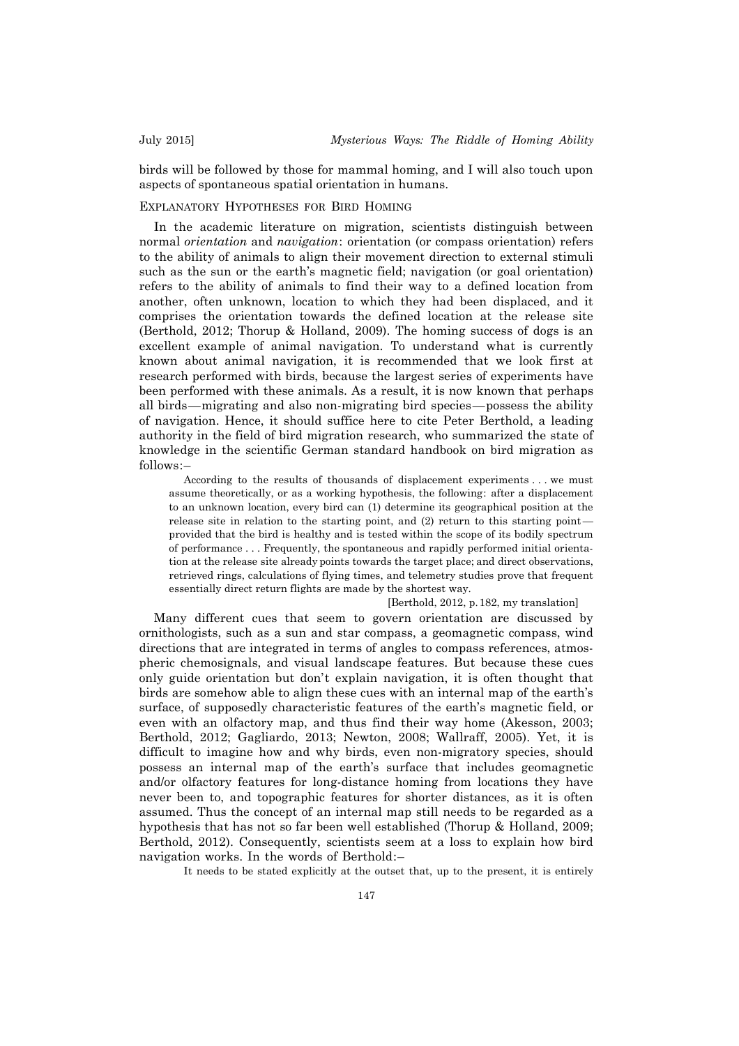birds will be followed by those for mammal homing, and I will also touch upon aspects of spontaneous spatial orientation in humans.

## Explanatory Hypotheses for Bird Homing

In the academic literature on migration, scientists distinguish between normal *orientation* and *navigation*: orientation (or compass orientation) refers to the ability of animals to align their movement direction to external stimuli such as the sun or the earth's magnetic field; navigation (or goal orientation) refers to the ability of animals to find their way to a defined location from another, often unknown, location to which they had been displaced, and it comprises the orientation towards the defined location at the release site (Berthold, 2012; Thorup & Holland, 2009). The homing success of dogs is an excellent example of animal navigation. To understand what is currently known about animal navigation, it is recommended that we look first at research performed with birds, because the largest series of experiments have been performed with these animals. As a result, it is now known that perhaps all birds—migrating and also non-migrating bird species—possess the ability of navigation. Hence, it should suffice here to cite Peter Berthold, a leading authority in the field of bird migration research, who summarized the state of knowledge in the scientific German standard handbook on bird migration as follows:–

> According to the results of thousands of displacement experiments . . . we must assume theoretically, or as a working hypothesis, the following: after a displacement to an unknown location, every bird can (1) determine its geographical position at the release site in relation to the starting point, and (2) return to this starting point—provided that the bird is healthy and is tested within the scope of its bodily spectrum of performance . . . Frequently, the spontaneous and rapidly performed initial orientation at the release site already points towards the target place; and direct observations, retrieved rings, calculations of flying times, and telemetry studies prove that frequent essentially direct return flights are made by the shortest way.
>
> [Berthold, 2012, p. 182, my translation]

Many different cues that seem to govern orientation are discussed by ornithologists, such as a sun and star compass, a geomagnetic compass, wind directions that are integrated in terms of angles to compass references, atmospheric chemosignals, and visual landscape features. But because these cues only guide orientation but don't explain navigation, it is often thought that birds are somehow able to align these cues with an internal map of the earth's surface, of supposedly characteristic features of the earth's magnetic field, or even with an olfactory map, and thus find their way home (Akesson, 2003; Berthold, 2012; Gagliardo, 2013; Newton, 2008; Wallraff, 2005). Yet, it is difficult to imagine how and why birds, even non-migratory species, should possess an internal map of the earth's surface that includes geomagnetic and/or olfactory features for long-distance homing from locations they have never been to, and topographic features for shorter distances, as it is often assumed. Thus the concept of an internal map still needs to be regarded as a hypothesis that has not so far been well established (Thorup & Holland, 2009; Berthold, 2012). Consequently, scientists seem at a loss to explain how bird navigation works. In the words of Berthold:–

> It needs to be stated explicitly at the outset that, up to the present, it is entirely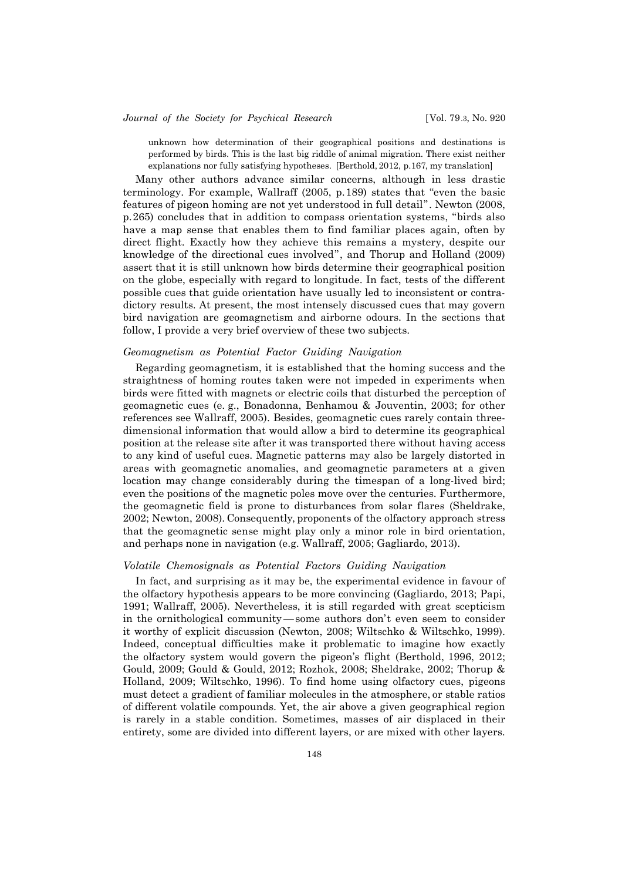> unknown how determination of their geographical positions and destinations is performed by birds. This is the last big riddle of animal migration. There exist neither explanations nor fully satisfying hypotheses. [Berthold, 2012, p.167, my translation]

Many other authors advance similar concerns, although in less drastic terminology. For example, Wallraff (2005, p.189) states that "even the basic features of pigeon homing are not yet understood in full detail". Newton (2008, p.265) concludes that in addition to compass orientation systems, "birds also have a map sense that enables them to find familiar places again, often by direct flight. Exactly how they achieve this remains a mystery, despite our knowledge of the directional cues involved", and Thorup and Holland (2009) assert that it is still unknown how birds determine their geographical position on the globe, especially with regard to longitude. In fact, tests of the different possible cues that guide orientation have usually led to inconsistent or contradictory results. At present, the most intensely discussed cues that may govern bird navigation are geomagnetism and airborne odours. In the sections that follow, I provide a very brief overview of these two subjects.

### *Geomagnetism as Potential Factor Guiding Navigation*

Regarding geomagnetism, it is established that the homing success and the straightness of homing routes taken were not impeded in experiments when birds were fitted with magnets or electric coils that disturbed the perception of geomagnetic cues (e. g., Bonadonna, Benhamou & Jouventin, 2003; for other references see Wallraff, 2005). Besides, geomagnetic cues rarely contain three-dimensional information that would allow a bird to determine its geographical position at the release site after it was transported there without having access to any kind of useful cues. Magnetic patterns may also be largely distorted in areas with geomagnetic anomalies, and geomagnetic parameters at a given location may change considerably during the timespan of a long-lived bird; even the positions of the magnetic poles move over the centuries. Furthermore, the geomagnetic field is prone to disturbances from solar flares (Sheldrake, 2002; Newton, 2008). Consequently, proponents of the olfactory approach stress that the geomagnetic sense might play only a minor role in bird orientation, and perhaps none in navigation (e.g. Wallraff, 2005; Gagliardo, 2013).

### *Volatile Chemosignals as Potential Factors Guiding Navigation*

In fact, and surprising as it may be, the experimental evidence in favour of the olfactory hypothesis appears to be more convincing (Gagliardo, 2013; Papi, 1991; Wallraff, 2005). Nevertheless, it is still regarded with great scepticism in the ornithological community — some authors don't even seem to consider it worthy of explicit discussion (Newton, 2008; Wiltschko & Wiltschko, 1999). Indeed, conceptual difficulties make it problematic to imagine how exactly the olfactory system would govern the pigeon's flight (Berthold, 1996, 2012; Gould, 2009; Gould & Gould, 2012; Rozhok, 2008; Sheldrake, 2002; Thorup & Holland, 2009; Wiltschko, 1996). To find home using olfactory cues, pigeons must detect a gradient of familiar molecules in the atmosphere, or stable ratios of different volatile compounds. Yet, the air above a given geographical region is rarely in a stable condition. Sometimes, masses of air displaced in their entirety, some are divided into different layers, or are mixed with other layers.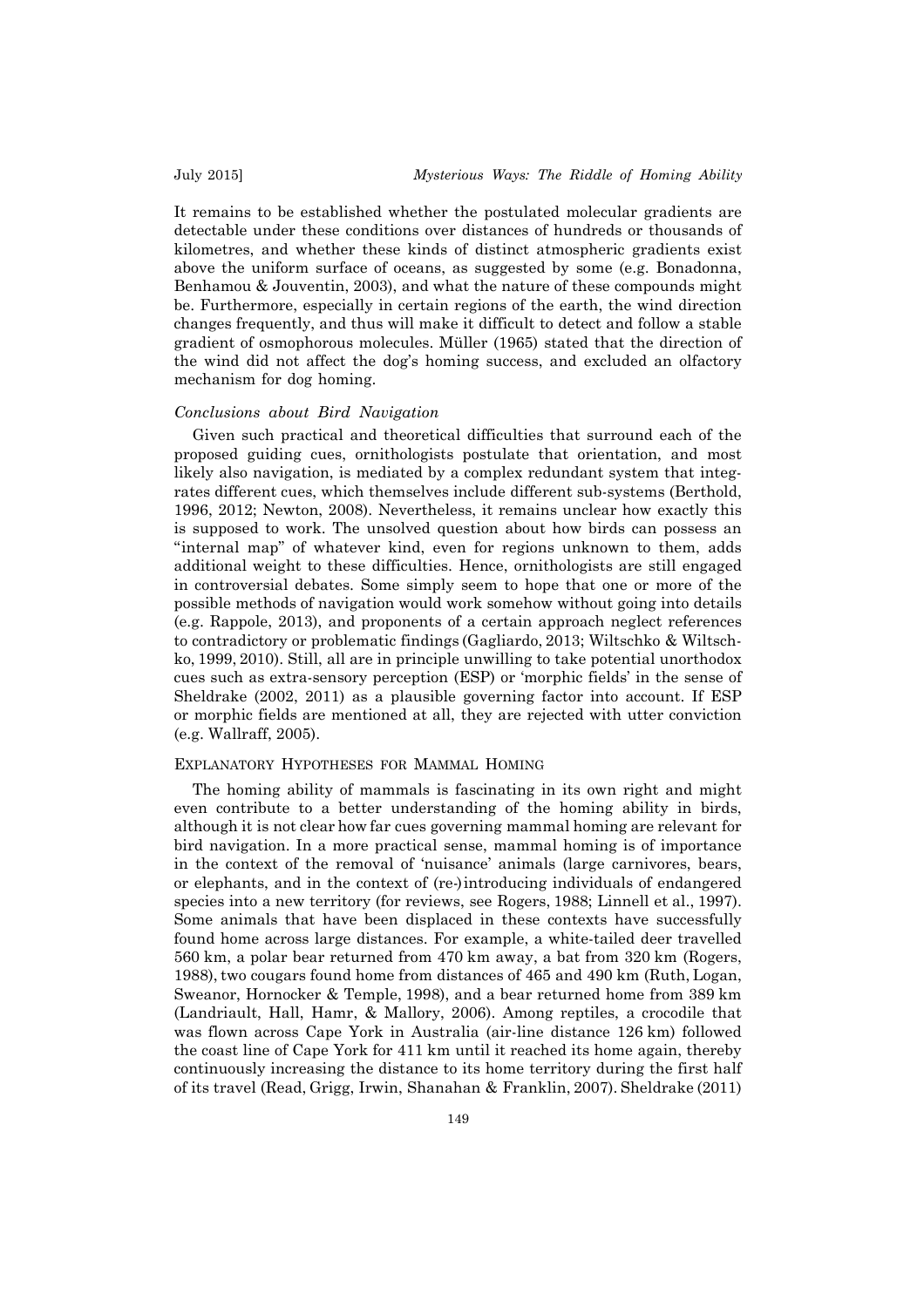It remains to be established whether the postulated molecular gradients are detectable under these conditions over distances of hundreds or thousands of kilometres, and whether these kinds of distinct atmospheric gradients exist above the uniform surface of oceans, as suggested by some (e.g. Bonadonna, Benhamou & Jouventin, 2003), and what the nature of these compounds might be. Furthermore, especially in certain regions of the earth, the wind direction changes frequently, and thus will make it difficult to detect and follow a stable gradient of osmophorous molecules. Müller (1965) stated that the direction of the wind did not affect the dog's homing success, and excluded an olfactory mechanism for dog homing.

### *Conclusions about Bird Navigation*

Given such practical and theoretical difficulties that surround each of the proposed guiding cues, ornithologists postulate that orientation, and most likely also navigation, is mediated by a complex redundant system that integrates different cues, which themselves include different sub-systems (Berthold, 1996, 2012; Newton, 2008). Nevertheless, it remains unclear how exactly this is supposed to work. The unsolved question about how birds can possess an "internal map" of whatever kind, even for regions unknown to them, adds additional weight to these difficulties. Hence, ornithologists are still engaged in controversial debates. Some simply seem to hope that one or more of the possible methods of navigation would work somehow without going into details (e.g. Rappole, 2013), and proponents of a certain approach neglect references to contradictory or problematic findings (Gagliardo, 2013; Wiltschko & Wiltschko, 1999, 2010). Still, all are in principle unwilling to take potential unorthodox cues such as extra-sensory perception (ESP) or 'morphic fields' in the sense of Sheldrake (2002, 2011) as a plausible governing factor into account. If ESP or morphic fields are mentioned at all, they are rejected with utter conviction (e.g. Wallraff, 2005).

## Explanatory Hypotheses for Mammal Homing

The homing ability of mammals is fascinating in its own right and might even contribute to a better understanding of the homing ability in birds, although it is not clear how far cues governing mammal homing are relevant for bird navigation. In a more practical sense, mammal homing is of importance in the context of the removal of 'nuisance' animals (large carnivores, bears, or elephants, and in the context of (re-)introducing individuals of endangered species into a new territory (for reviews, see Rogers, 1988; Linnell et al., 1997). Some animals that have been displaced in these contexts have successfully found home across large distances. For example, a white-tailed deer travelled 560 km, a polar bear returned from 470 km away, a bat from 320 km (Rogers, 1988), two cougars found home from distances of 465 and 490 km (Ruth, Logan, Sweanor, Hornocker & Temple, 1998), and a bear returned home from 389 km (Landriault, Hall, Hamr, & Mallory, 2006). Among reptiles, a crocodile that was flown across Cape York in Australia (air-line distance 126 km) followed the coast line of Cape York for 411 km until it reached its home again, thereby continuously increasing the distance to its home territory during the first half of its travel (Read, Grigg, Irwin, Shanahan & Franklin, 2007). Sheldrake (2011)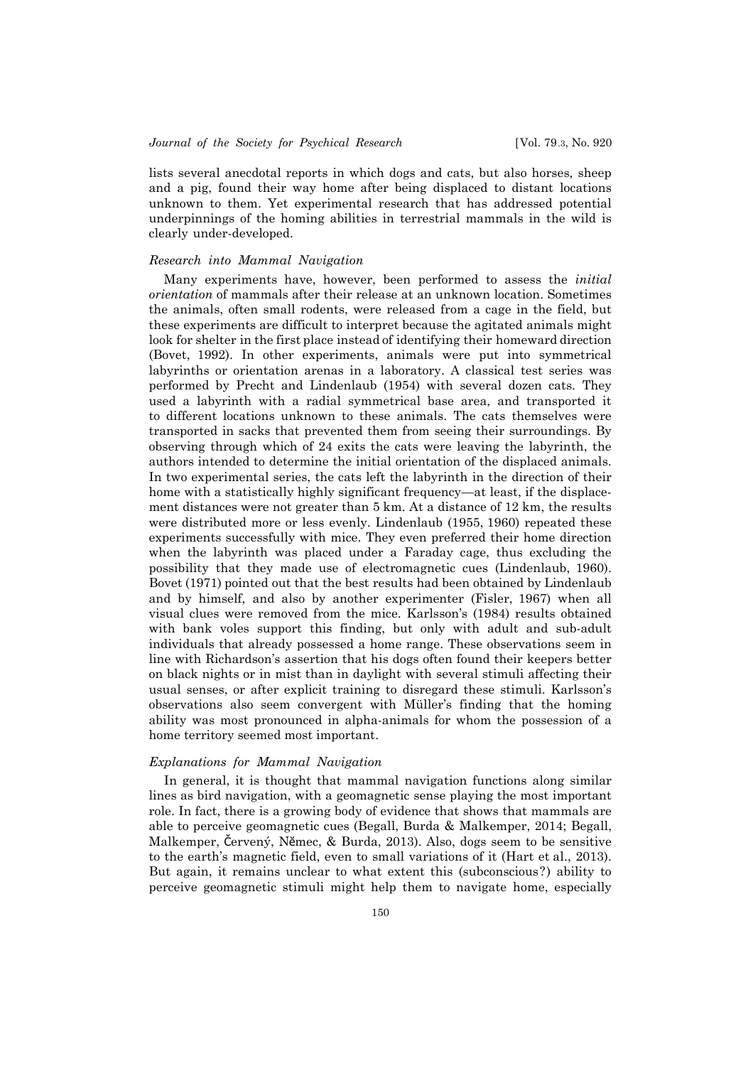lists several anecdotal reports in which dogs and cats, but also horses, sheep and a pig, found their way home after being displaced to distant locations unknown to them. Yet experimental research that has addressed potential underpinnings of the homing abilities in terrestrial mammals in the wild is clearly under-developed.

### *Research into Mammal Navigation*

Many experiments have, however, been performed to assess the *initial orientation* of mammals after their release at an unknown location. Sometimes the animals, often small rodents, were released from a cage in the field, but these experiments are difficult to interpret because the agitated animals might look for shelter in the first place instead of identifying their homeward direction (Bovet, 1992). In other experiments, animals were put into symmetrical labyrinths or orientation arenas in a laboratory. A classical test series was performed by Precht and Lindenlaub (1954) with several dozen cats. They used a labyrinth with a radial symmetrical base area, and transported it to different locations unknown to these animals. The cats themselves were transported in sacks that prevented them from seeing their surroundings. By observing through which of 24 exits the cats were leaving the labyrinth, the authors intended to determine the initial orientation of the displaced animals. In two experimental series, the cats left the labyrinth in the direction of their home with a statistically highly significant frequency—at least, if the displacement distances were not greater than 5 km. At a distance of 12 km, the results were distributed more or less evenly. Lindenlaub (1955, 1960) repeated these experiments successfully with mice. They even preferred their home direction when the labyrinth was placed under a Faraday cage, thus excluding the possibility that they made use of electromagnetic cues (Lindenlaub, 1960). Bovet (1971) pointed out that the best results had been obtained by Lindenlaub and by himself, and also by another experimenter (Fisler, 1967) when all visual clues were removed from the mice. Karlsson's (1984) results obtained with bank voles support this finding, but only with adult and sub-adult individuals that already possessed a home range. These observations seem in line with Richardson's assertion that his dogs often found their keepers better on black nights or in mist than in daylight with several stimuli affecting their usual senses, or after explicit training to disregard these stimuli. Karlsson's observations also seem convergent with Müller's finding that the homing ability was most pronounced in alpha-animals for whom the possession of a home territory seemed most important.

### *Explanations for Mammal Navigation*

In general, it is thought that mammal navigation functions along similar lines as bird navigation, with a geomagnetic sense playing the most important role. In fact, there is a growing body of evidence that shows that mammals are able to perceive geomagnetic cues (Begall, Burda & Malkemper, 2014; Begall, Malkemper, Červený, Němec, & Burda, 2013). Also, dogs seem to be sensitive to the earth's magnetic field, even to small variations of it (Hart et al., 2013). But again, it remains unclear to what extent this (subconscious?) ability to perceive geomagnetic stimuli might help them to navigate home, especially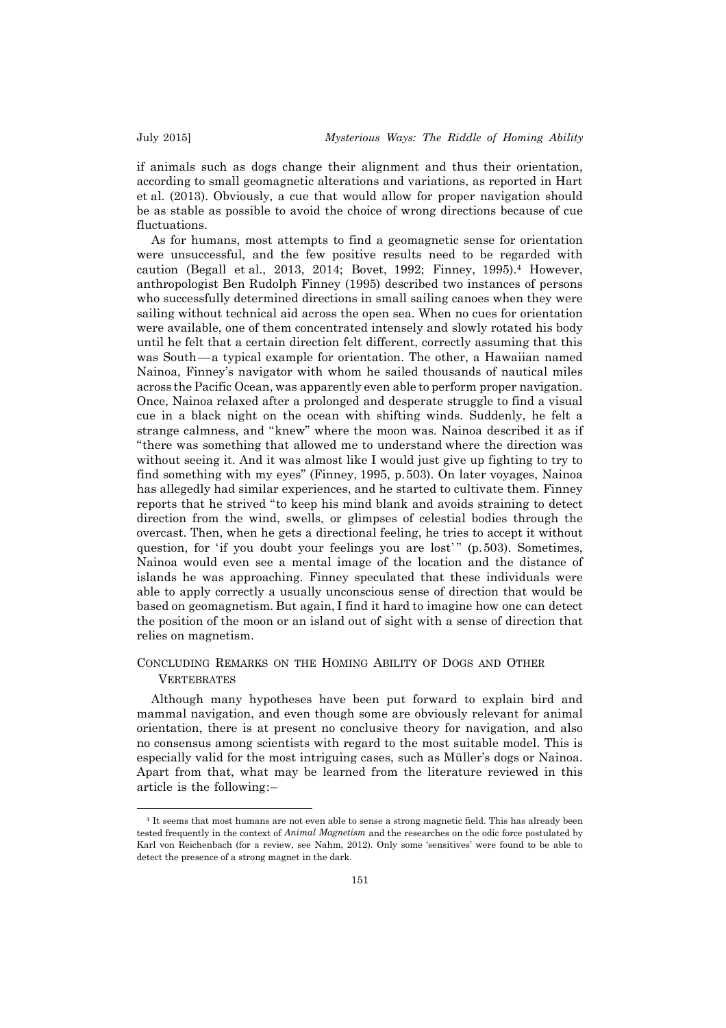if animals such as dogs change their alignment and thus their orientation, according to small geomagnetic alterations and variations, as reported in Hart et al. (2013). Obviously, a cue that would allow for proper navigation should be as stable as possible to avoid the choice of wrong directions because of cue fluctuations.

As for humans, most attempts to find a geomagnetic sense for orientation were unsuccessful, and the few positive results need to be regarded with caution (Begall et al., 2013, 2014; Bovet, 1992; Finney, 1995).[4] However, anthropologist Ben Rudolph Finney (1995) described two instances of persons who successfully determined directions in small sailing canoes when they were sailing without technical aid across the open sea. When no cues for orientation were available, one of them concentrated intensely and slowly rotated his body until he felt that a certain direction felt different, correctly assuming that this was South — a typical example for orientation. The other, a Hawaiian named Nainoa, Finney's navigator with whom he sailed thousands of nautical miles across the Pacific Ocean, was apparently even able to perform proper navigation. Once, Nainoa relaxed after a prolonged and desperate struggle to find a visual cue in a black night on the ocean with shifting winds. Suddenly, he felt a strange calmness, and "knew" where the moon was. Nainoa described it as if "there was something that allowed me to understand where the direction was without seeing it. And it was almost like I would just give up fighting to try to find something with my eyes" (Finney, 1995, p. 503). On later voyages, Nainoa has allegedly had similar experiences, and he started to cultivate them. Finney reports that he strived "to keep his mind blank and avoids straining to detect direction from the wind, swells, or glimpses of celestial bodies through the overcast. Then, when he gets a directional feeling, he tries to accept it without question, for 'if you doubt your feelings you are lost' " (p. 503). Sometimes, Nainoa would even see a mental image of the location and the distance of islands he was approaching. Finney speculated that these individuals were able to apply correctly a usually unconscious sense of direction that would be based on geomagnetism. But again, I find it hard to imagine how one can detect the position of the moon or an island out of sight with a sense of direction that relies on magnetism.

## Concluding Remarks on the Homing Ability of Dogs and Other Vertebrates

Although many hypotheses have been put forward to explain bird and mammal navigation, and even though some are obviously relevant for animal orientation, there is at present no conclusive theory for navigation, and also no consensus among scientists with regard to the most suitable model. This is especially valid for the most intriguing cases, such as Müller's dogs or Nainoa. Apart from that, what may be learned from the literature reviewed in this article is the following:–

---

[4] It seems that most humans are not even able to sense a strong magnetic field. This has already been tested frequently in the context of *Animal Magnetism* and the researches on the odic force postulated by Karl von Reichenbach (for a review, see Nahm, 2012). Only some 'sensitives' were found to be able to detect the presence of a strong magnet in the dark.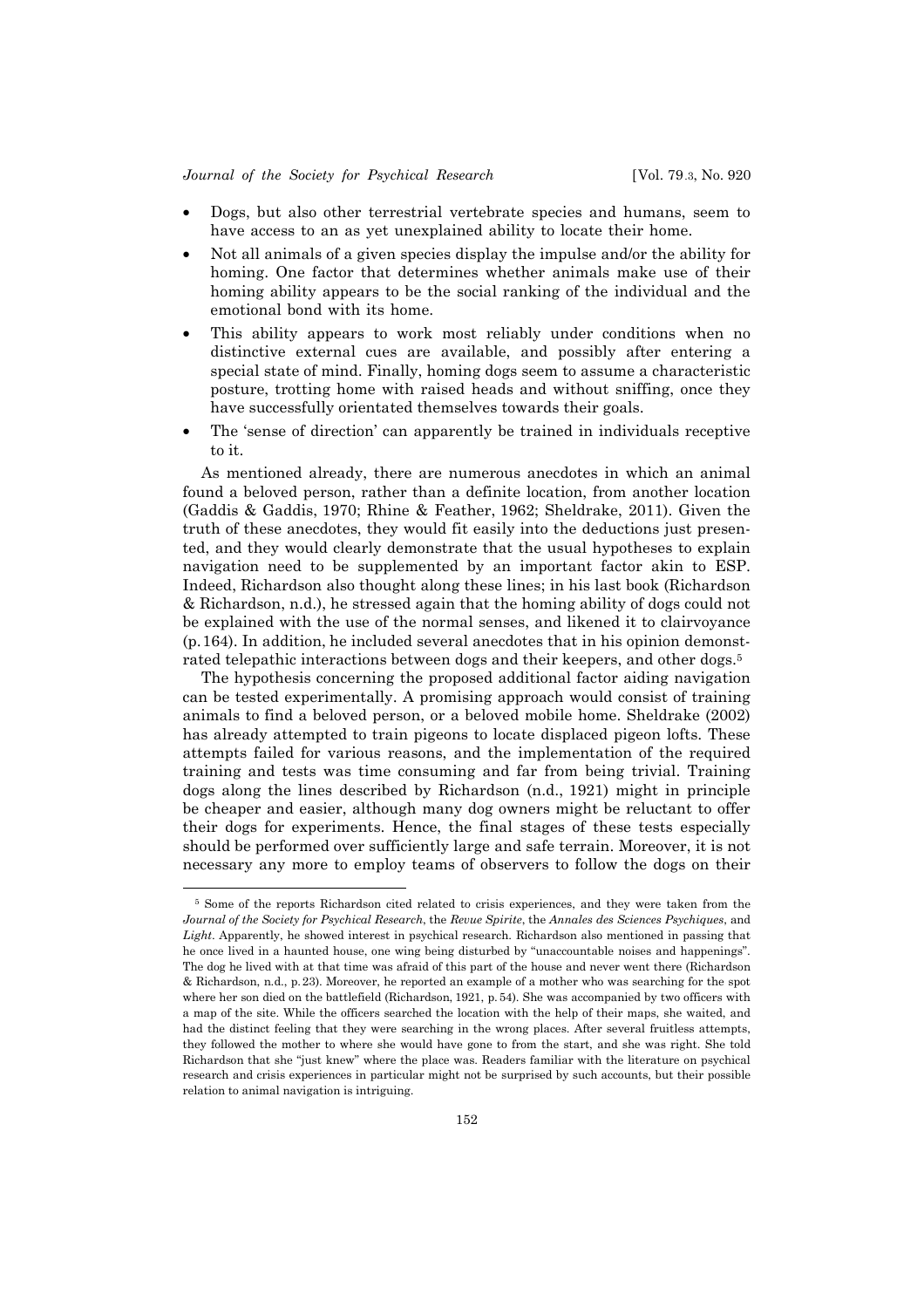- Dogs, but also other terrestrial vertebrate species and humans, seem to have access to an as yet unexplained ability to locate their home.
- Not all animals of a given species display the impulse and/or the ability for homing. One factor that determines whether animals make use of their homing ability appears to be the social ranking of the individual and the emotional bond with its home.
- This ability appears to work most reliably under conditions when no distinctive external cues are available, and possibly after entering a special state of mind. Finally, homing dogs seem to assume a characteristic posture, trotting home with raised heads and without sniffing, once they have successfully orientated themselves towards their goals.
- The 'sense of direction' can apparently be trained in individuals receptive to it.

As mentioned already, there are numerous anecdotes in which an animal found a beloved person, rather than a definite location, from another location (Gaddis & Gaddis, 1970; Rhine & Feather, 1962; Sheldrake, 2011). Given the truth of these anecdotes, they would fit easily into the deductions just presented, and they would clearly demonstrate that the usual hypotheses to explain navigation need to be supplemented by an important factor akin to ESP. Indeed, Richardson also thought along these lines; in his last book (Richardson & Richardson, n.d.), he stressed again that the homing ability of dogs could not be explained with the use of the normal senses, and likened it to clairvoyance (p. 164). In addition, he included several anecdotes that in his opinion demonstrated telepathic interactions between dogs and their keepers, and other dogs.[5]

The hypothesis concerning the proposed additional factor aiding navigation can be tested experimentally. A promising approach would consist of training animals to find a beloved person, or a beloved mobile home. Sheldrake (2002) has already attempted to train pigeons to locate displaced pigeon lofts. These attempts failed for various reasons, and the implementation of the required training and tests was time consuming and far from being trivial. Training dogs along the lines described by Richardson (n.d., 1921) might in principle be cheaper and easier, although many dog owners might be reluctant to offer their dogs for experiments. Hence, the final stages of these tests especially should be performed over sufficiently large and safe terrain. Moreover, it is not necessary any more to employ teams of observers to follow the dogs on their

[5] Some of the reports Richardson cited related to crisis experiences, and they were taken from the *Journal of the Society for Psychical Research*, the *Revue Spirite*, the *Annales des Sciences Psychiques*, and *Light*. Apparently, he showed interest in psychical research. Richardson also mentioned in passing that he once lived in a haunted house, one wing being disturbed by "unaccountable noises and happenings". The dog he lived with at that time was afraid of this part of the house and never went there (Richardson & Richardson, n.d., p. 23). Moreover, he reported an example of a mother who was searching for the spot where her son died on the battlefield (Richardson, 1921, p. 54). She was accompanied by two officers with a map of the site. While the officers searched the location with the help of their maps, she waited, and had the distinct feeling that they were searching in the wrong places. After several fruitless attempts, they followed the mother to where she would have gone to from the start, and she was right. She told Richardson that she "just knew" where the place was. Readers familiar with the literature on psychical research and crisis experiences in particular might not be surprised by such accounts, but their possible relation to animal navigation is intriguing.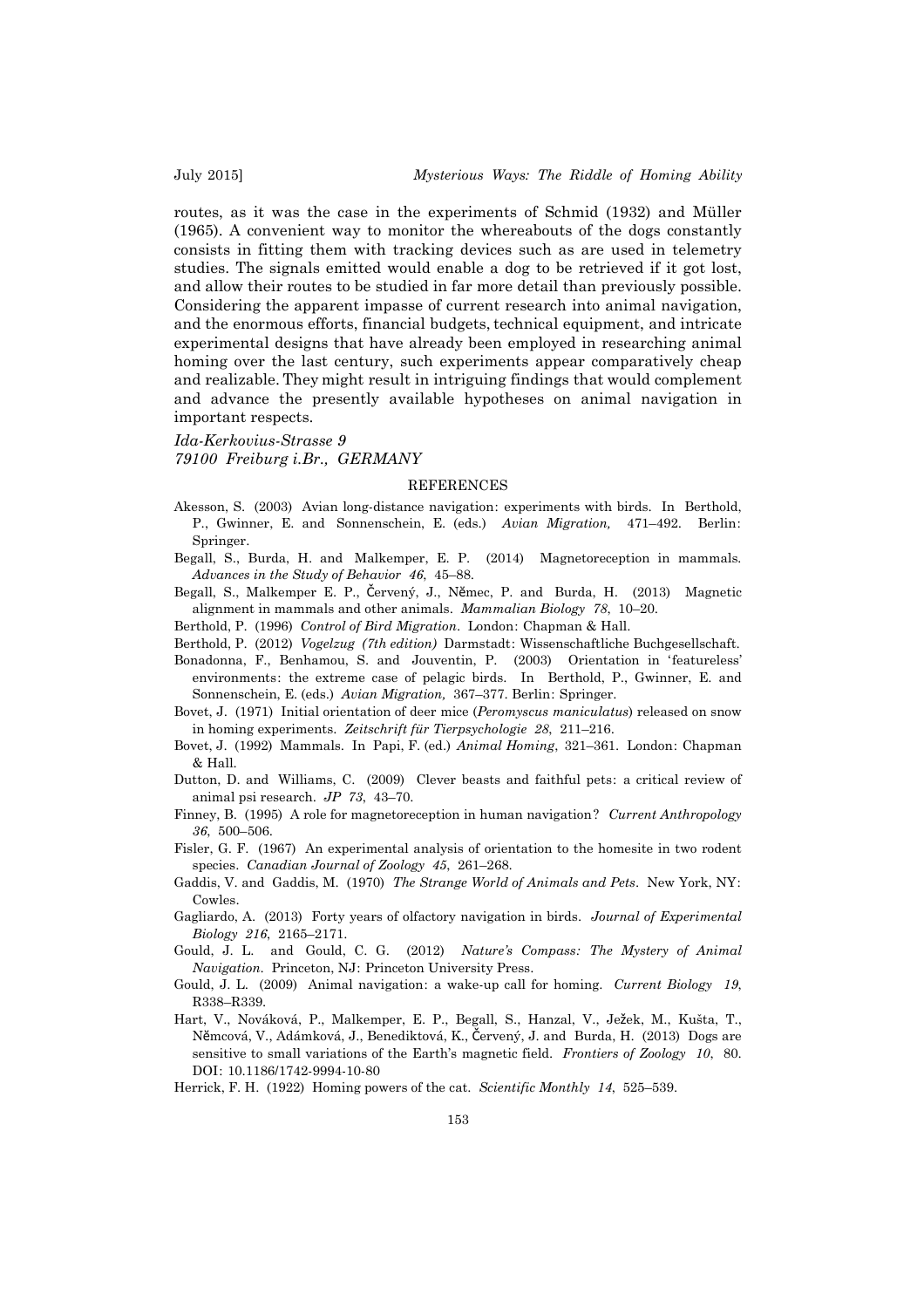routes, as it was the case in the experiments of Schmid (1932) and Müller (1965). A convenient way to monitor the whereabouts of the dogs constantly consists in fitting them with tracking devices such as are used in telemetry studies. The signals emitted would enable a dog to be retrieved if it got lost, and allow their routes to be studied in far more detail than previously possible. Considering the apparent impasse of current research into animal navigation, and the enormous efforts, financial budgets, technical equipment, and intricate experimental designs that have already been employed in researching animal homing over the last century, such experiments appear comparatively cheap and realizable. They might result in intriguing findings that would complement and advance the presently available hypotheses on animal navigation in important respects.

*Ida-Kerkovius-Strasse 9*
*79100 Freiburg i.Br., GERMANY*

## REFERENCES

Akesson, S. (2003) Avian long-distance navigation: experiments with birds. In Berthold, P., Gwinner, E. and Sonnenschein, E. (eds.) *Avian Migration,* 471–492. Berlin: Springer.

Begall, S., Burda, H. and Malkemper, E. P. (2014) Magnetoreception in mammals. *Advances in the Study of Behavior 46*, 45–88.

Begall, S., Malkemper E. P., Červený, J., Němec, P. and Burda, H. (2013) Magnetic alignment in mammals and other animals. *Mammalian Biology 78*, 10–20.

Berthold, P. (1996) *Control of Bird Migration*. London: Chapman & Hall.

Berthold, P. (2012) *Vogelzug (7th edition)* Darmstadt: Wissenschaftliche Buchgesellschaft.

Bonadonna, F., Benhamou, S. and Jouventin, P. (2003) Orientation in 'featureless' environments: the extreme case of pelagic birds. In Berthold, P., Gwinner, E. and Sonnenschein, E. (eds.) *Avian Migration,* 367–377. Berlin: Springer.

Bovet, J. (1971) Initial orientation of deer mice (*Peromyscus maniculatus*) released on snow in homing experiments. *Zeitschrift für Tierpsychologie 28*, 211–216.

Bovet, J. (1992) Mammals. In Papi, F. (ed.) *Animal Homing*, 321–361. London: Chapman & Hall.

Dutton, D. and Williams, C. (2009) Clever beasts and faithful pets: a critical review of animal psi research. *JP 73*, 43–70.

Finney, B. (1995) A role for magnetoreception in human navigation? *Current Anthropology 36*, 500–506.

Fisler, G. F. (1967) An experimental analysis of orientation to the homesite in two rodent species. *Canadian Journal of Zoology 45*, 261–268.

Gaddis, V. and Gaddis, M. (1970) *The Strange World of Animals and Pets*. New York, NY: Cowles.

Gagliardo, A. (2013) Forty years of olfactory navigation in birds. *Journal of Experimental Biology 216*, 2165–2171.

Gould, J. L. and Gould, C. G. (2012) *Nature's Compass: The Mystery of Animal Navigation.* Princeton, NJ: Princeton University Press.

Gould, J. L. (2009) Animal navigation: a wake-up call for homing. *Current Biology 19*, R338–R339.

Hart, V., Nováková, P., Malkemper, E. P., Begall, S., Hanzal, V., Ježek, M., Kušta, T., Němcová, V., Adámková, J., Benediktová, K., Červený, J. and Burda, H. (2013) Dogs are sensitive to small variations of the Earth's magnetic field. *Frontiers of Zoology 10*, 80. DOI: 10.1186/1742-9994-10-80

Herrick, F. H. (1922) Homing powers of the cat. *Scientific Monthly 14*, 525–539.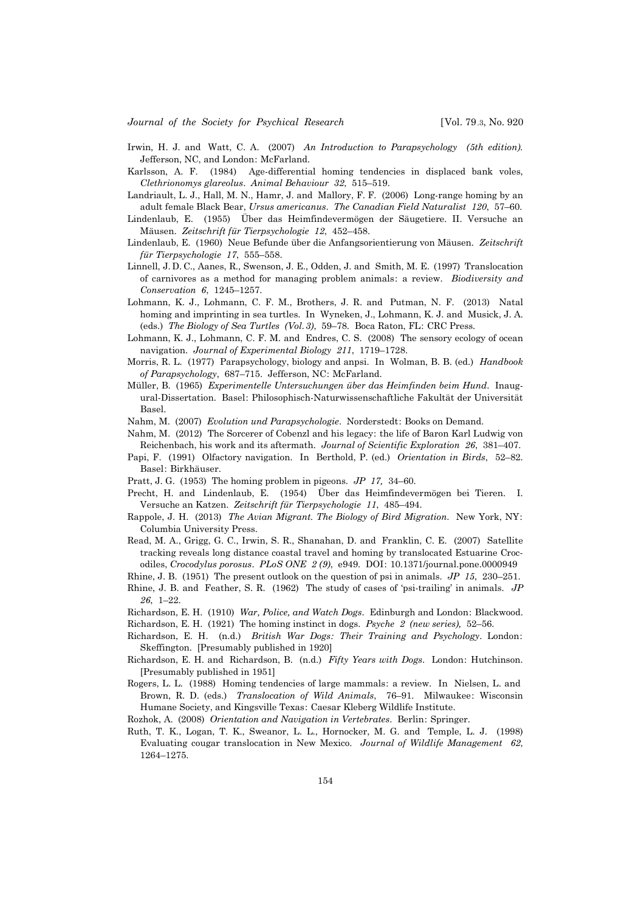Irwin, H. J. and Watt, C. A. (2007) *An Introduction to Parapsychology (5th edition).* Jefferson, NC, and London: McFarland.

Karlsson, A. F. (1984) Age-differential homing tendencies in displaced bank voles, *Clethrionomys glareolus*. *Animal Behaviour 32*, 515–519.

Landriault, L. J., Hall, M. N., Hamr, J. and Mallory, F. F. (2006) Long-range homing by an adult female Black Bear, *Ursus americanus*. *The Canadian Field Naturalist 120*, 57–60.

Lindenlaub, E. (1955) Über das Heimfindevermögen der Säugetiere. II. Versuche an Mäusen. *Zeitschrift für Tierpsychologie 12*, 452–458.

Lindenlaub, E. (1960) Neue Befunde über die Anfangsorientierung von Mäusen. *Zeitschrift für Tierpsychologie 17*, 555–558.

Linnell, J. D. C., Aanes, R., Swenson, J. E., Odden, J. and Smith, M. E. (1997) Translocation of carnivores as a method for managing problem animals: a review. *Biodiversity and Conservation 6*, 1245–1257.

Lohmann, K. J., Lohmann, C. F. M., Brothers, J. R. and Putman, N. F. (2013) Natal homing and imprinting in sea turtles. In Wyneken, J., Lohmann, K. J. and Musick, J. A. (eds.) *The Biology of Sea Turtles (Vol. 3)*, 59–78. Boca Raton, FL: CRC Press.

Lohmann, K. J., Lohmann, C. F. M. and Endres, C. S. (2008) The sensory ecology of ocean navigation. *Journal of Experimental Biology 211*, 1719–1728.

Morris, R. L. (1977) Parapsychology, biology and anpsi. In Wolman, B. B. (ed.) *Handbook of Parapsychology*, 687–715. Jefferson, NC: McFarland.

Müller, B. (1965) *Experimentelle Untersuchungen über das Heimfinden beim Hund*. Inaugural-Dissertation. Basel: Philosophisch-Naturwissenschaftliche Fakultät der Universität Basel.

Nahm, M. (2007) *Evolution und Parapsychologie*. Norderstedt: Books on Demand.

Nahm, M. (2012) The Sorcerer of Cobenzl and his legacy: the life of Baron Karl Ludwig von Reichenbach, his work and its aftermath. *Journal of Scientific Exploration 26*, 381–407.

Papi, F. (1991) Olfactory navigation. In Berthold, P. (ed.) *Orientation in Birds*, 52–82. Basel: Birkhäuser.

Pratt, J. G. (1953) The homing problem in pigeons. *JP 17,* 34–60.

Precht, H. and Lindenlaub, E. (1954) Über das Heimfindevermögen bei Tieren. I. Versuche an Katzen. *Zeitschrift für Tierpsychologie 11*, 485–494.

Rappole, J. H. (2013) *The Avian Migrant. The Biology of Bird Migration.* New York, NY: Columbia University Press.

Read, M. A., Grigg, G. C., Irwin, S. R., Shanahan, D. and Franklin, C. E. (2007) Satellite tracking reveals long distance coastal travel and homing by translocated Estuarine Crocodiles, *Crocodylus porosus*. *PLoS ONE 2 (9)*, e949. DOI: 10.1371/journal.pone.0000949

Rhine, J. B. (1951) The present outlook on the question of psi in animals. *JP 15*, 230–251.

Rhine, J. B. and Feather, S. R. (1962) The study of cases of 'psi-trailing' in animals. *JP 26*, 1–22.

Richardson, E. H. (1910) *War, Police, and Watch Dogs*. Edinburgh and London: Blackwood.

Richardson, E. H. (1921) The homing instinct in dogs. *Psyche 2 (new series),* 52–56.

Richardson, E. H. (n.d.) *British War Dogs: Their Training and Psychology*. London: Skeffington. [Presumably published in 1920]

Richardson, E. H. and Richardson, B. (n.d.) *Fifty Years with Dogs*. London: Hutchinson. [Presumably published in 1951]

Rogers, L. L. (1988) Homing tendencies of large mammals: a review. In Nielsen, L. and Brown, R. D. (eds.) *Translocation of Wild Animals*, 76–91. Milwaukee: Wisconsin Humane Society, and Kingsville Texas: Caesar Kleberg Wildlife Institute.

Rozhok, A. (2008) *Orientation and Navigation in Vertebrates*. Berlin: Springer.

Ruth, T. K., Logan, T. K., Sweanor, L. L., Hornocker, M. G. and Temple, L. J. (1998) Evaluating cougar translocation in New Mexico. *Journal of Wildlife Management 62*, 1264–1275.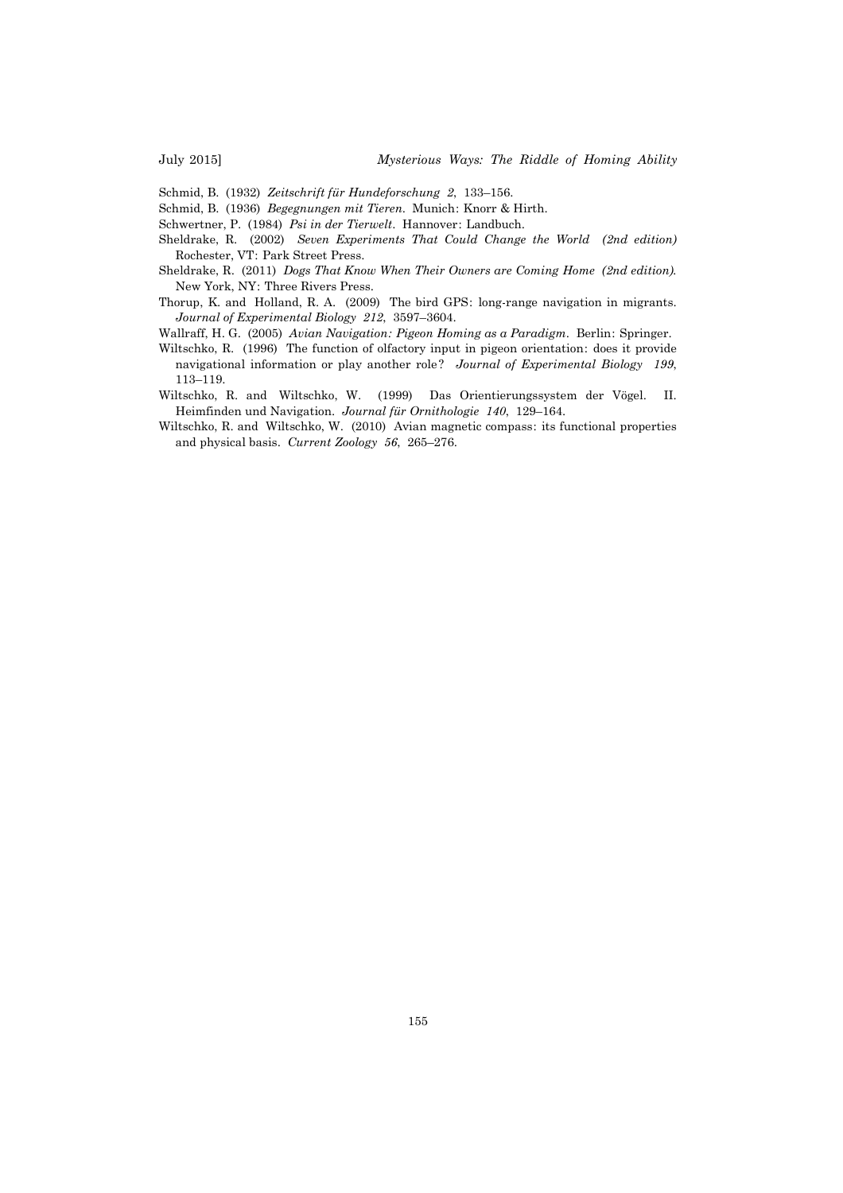Schmid, B. (1932) *Zeitschrift für Hundeforschung 2*, 133–156.

Schmid, B. (1936) *Begegnungen mit Tieren*. Munich: Knorr & Hirth.

Schwertner, P. (1984) *Psi in der Tierwelt*. Hannover: Landbuch.

Sheldrake, R. (2002) *Seven Experiments That Could Change the World (2nd edition)* Rochester, VT: Park Street Press.

Sheldrake, R. (2011) *Dogs That Know When Their Owners are Coming Home (2nd edition).* New York, NY: Three Rivers Press.

Thorup, K. and Holland, R. A. (2009) The bird GPS: long-range navigation in migrants. *Journal of Experimental Biology 212*, 3597–3604.

Wallraff, H. G. (2005) *Avian Navigation: Pigeon Homing as a Paradigm*. Berlin: Springer.

Wiltschko, R. (1996) The function of olfactory input in pigeon orientation: does it provide navigational information or play another role? *Journal of Experimental Biology 199*, 113–119.

Wiltschko, R. and Wiltschko, W. (1999) Das Orientierungssystem der Vögel. II. Heimfinden und Navigation. *Journal für Ornithologie 140*, 129–164.

Wiltschko, R. and Wiltschko, W. (2010) Avian magnetic compass: its functional properties and physical basis. *Current Zoology 56*, 265–276.